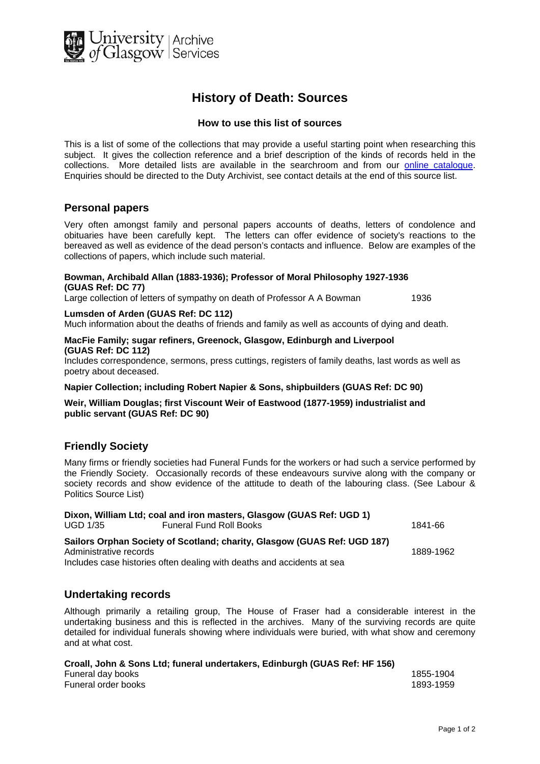University of Glasgow | Archive Services

# History of Death: Sources

### How to use this list of sources

This is a list of some of the collections that may provide a useful starting point when researching this subject. It gives the collection reference and a brief description of the kinds of records held in the collections. More detailed lists are available in the searchroom and from our [online catalogue](). Enquiries should be directed to the Duty Archivist, see contact details at the end of this source list.

## Personal papers

Very often amongst family and personal papers accounts of deaths, letters of condolence and obituaries have been carefully kept. The letters can offer evidence of society's reactions to the bereaved as well as evidence of the dead person's contacts and influence. Below are examples of the collections of papers, which include such material.

**Bowman, Archibald Allan (1883-1936); Professor of Moral Philosophy 1927-1936 (GUAS Ref: DC 77)**
Large collection of letters of sympathy on death of Professor A A Bowman — 1936

**Lumsden of Arden (GUAS Ref: DC 112)**
Much information about the deaths of friends and family as well as accounts of dying and death.

**MacFie Family; sugar refiners, Greenock, Glasgow, Edinburgh and Liverpool (GUAS Ref: DC 112)**
Includes correspondence, sermons, press cuttings, registers of family deaths, last words as well as poetry about deceased.

**Napier Collection; including Robert Napier & Sons, shipbuilders (GUAS Ref: DC 90)**

**Weir, William Douglas; first Viscount Weir of Eastwood (1877-1959) industrialist and public servant (GUAS Ref: DC 90)**

## Friendly Society

Many firms or friendly societies had Funeral Funds for the workers or had such a service performed by the Friendly Society. Occasionally records of these endeavours survive along with the company or society records and show evidence of the attitude to death of the labouring class. (See Labour & Politics Source List)

**Dixon, William Ltd; coal and iron masters, Glasgow (GUAS Ref: UGD 1)**

| | | |
|---|---|---|
| UGD 1/35 | Funeral Fund Roll Books | 1841-66 |

**Sailors Orphan Society of Scotland; charity, Glasgow (GUAS Ref: UGD 187)**

| | |
|---|---|
| Administrative records | 1889-1962 |

Includes case histories often dealing with deaths and accidents at sea

## Undertaking records

Although primarily a retailing group, The House of Fraser had a considerable interest in the undertaking business and this is reflected in the archives. Many of the surviving records are quite detailed for individual funerals showing where individuals were buried, with what show and ceremony and at what cost.

**Croall, John & Sons Ltd; funeral undertakers, Edinburgh (GUAS Ref: HF 156)**

| | |
|---|---|
| Funeral day books | 1855-1904 |
| Funeral order books | 1893-1959 |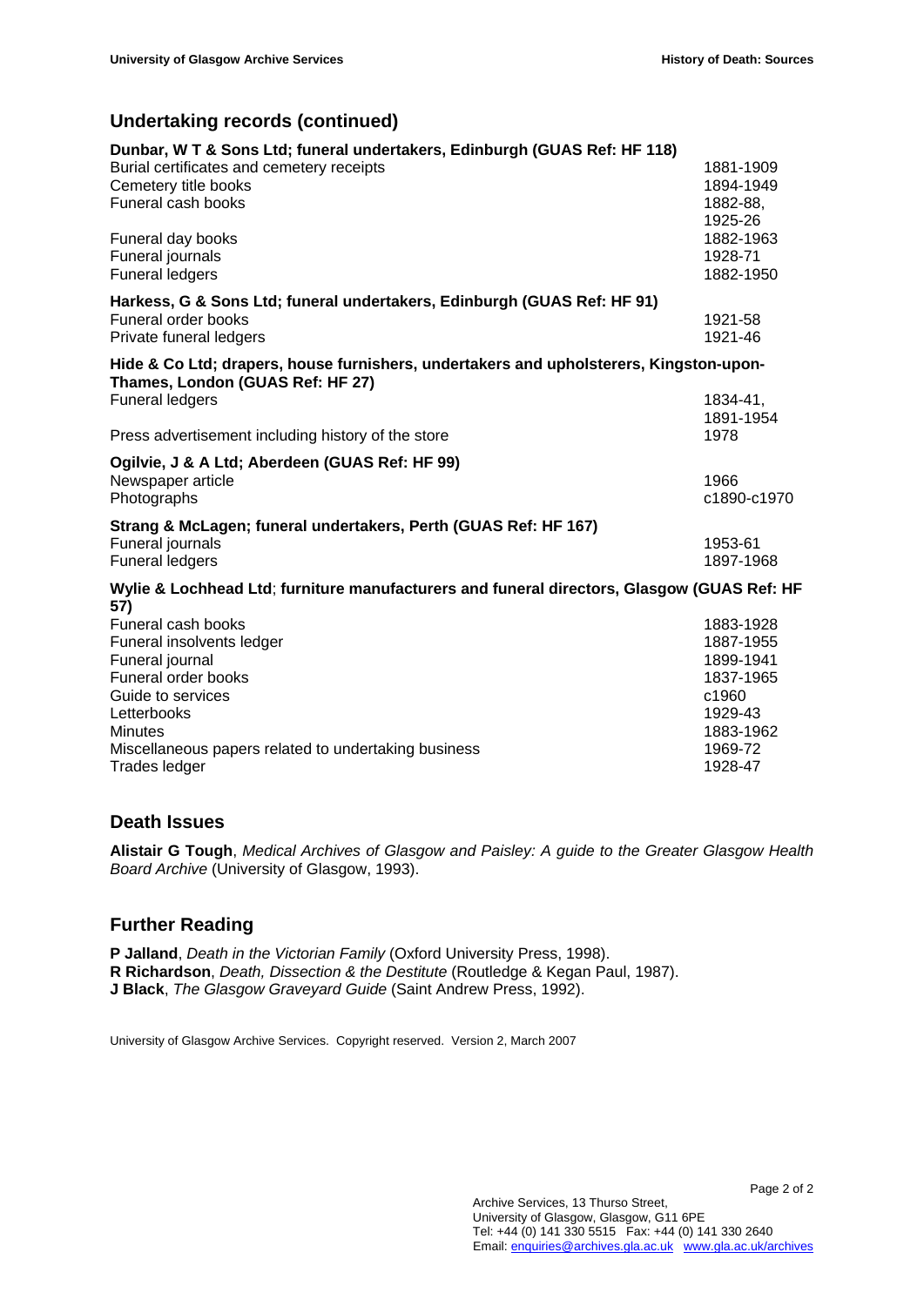## Undertaking records (continued)

**Dunbar, W T & Sons Ltd; funeral undertakers, Edinburgh (GUAS Ref: HF 118)**

| | |
|---|---|
| Burial certificates and cemetery receipts | 1881-1909 |
| Cemetery title books | 1894-1949 |
| Funeral cash books | 1882-88, 1925-26 |
| Funeral day books | 1882-1963 |
| Funeral journals | 1928-71 |
| Funeral ledgers | 1882-1950 |

**Harkess, G & Sons Ltd; funeral undertakers, Edinburgh (GUAS Ref: HF 91)**

| | |
|---|---|
| Funeral order books | 1921-58 |
| Private funeral ledgers | 1921-46 |

**Hide & Co Ltd; drapers, house furnishers, undertakers and upholsterers, Kingston-upon-Thames, London (GUAS Ref: HF 27)**

| | |
|---|---|
| Funeral ledgers | 1834-41, 1891-1954 |
| Press advertisement including history of the store | 1978 |

**Ogilvie, J & A Ltd; Aberdeen (GUAS Ref: HF 99)**

| | |
|---|---|
| Newspaper article | 1966 |
| Photographs | c1890-c1970 |

**Strang & McLagen; funeral undertakers, Perth (GUAS Ref: HF 167)**

| | |
|---|---|
| Funeral journals | 1953-61 |
| Funeral ledgers | 1897-1968 |

**Wylie & Lochhead Ltd**; **furniture manufacturers and funeral directors, Glasgow (GUAS Ref: HF 57)**

| | |
|---|---|
| Funeral cash books | 1883-1928 |
| Funeral insolvents ledger | 1887-1955 |
| Funeral journal | 1899-1941 |
| Funeral order books | 1837-1965 |
| Guide to services | c1960 |
| Letterbooks | 1929-43 |
| Minutes | 1883-1962 |
| Miscellaneous papers related to undertaking business | 1969-72 |
| Trades ledger | 1928-47 |

## Death Issues

**Alistair G Tough**, *Medical Archives of Glasgow and Paisley: A guide to the Greater Glasgow Health Board Archive* (University of Glasgow, 1993).

## Further Reading

**P Jalland**, *Death in the Victorian Family* (Oxford University Press, 1998).
**R Richardson**, *Death, Dissection & the Destitute* (Routledge & Kegan Paul, 1987).
**J Black**, *The Glasgow Graveyard Guide* (Saint Andrew Press, 1992).

University of Glasgow Archive Services. Copyright reserved. Version 2, March 2007

Archive Services, 13 Thurso Street,
University of Glasgow, Glasgow, G11 6PE
Tel: +44 (0) 141 330 5515 Fax: +44 (0) 141 330 2640
Email: enquiries@archives.gla.ac.uk www.gla.ac.uk/archives